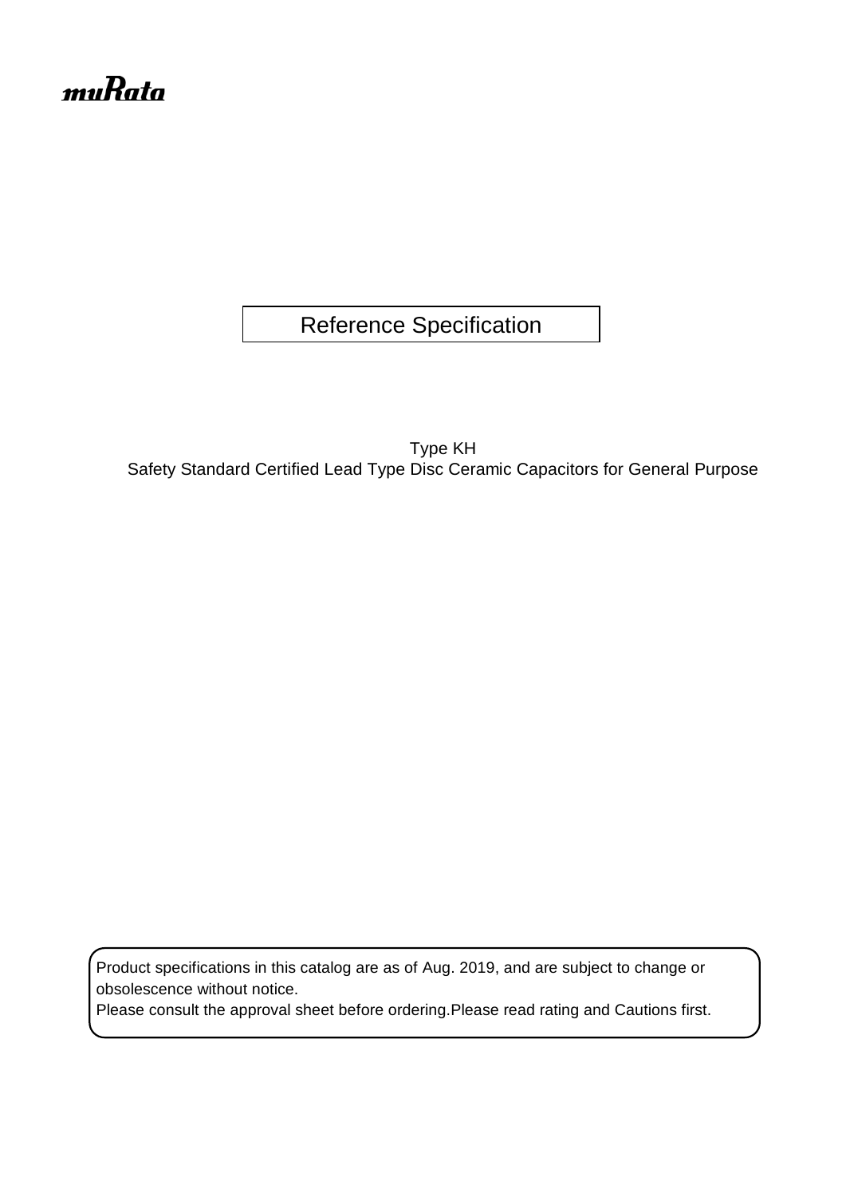muRata

# Reference Specification

Type KH
Safety Standard Certified Lead Type Disc Ceramic Capacitors for General Purpose

Product specifications in this catalog are as of Aug. 2019, and are subject to change or obsolescence without notice.
Please consult the approval sheet before ordering.Please read rating and Cautions first.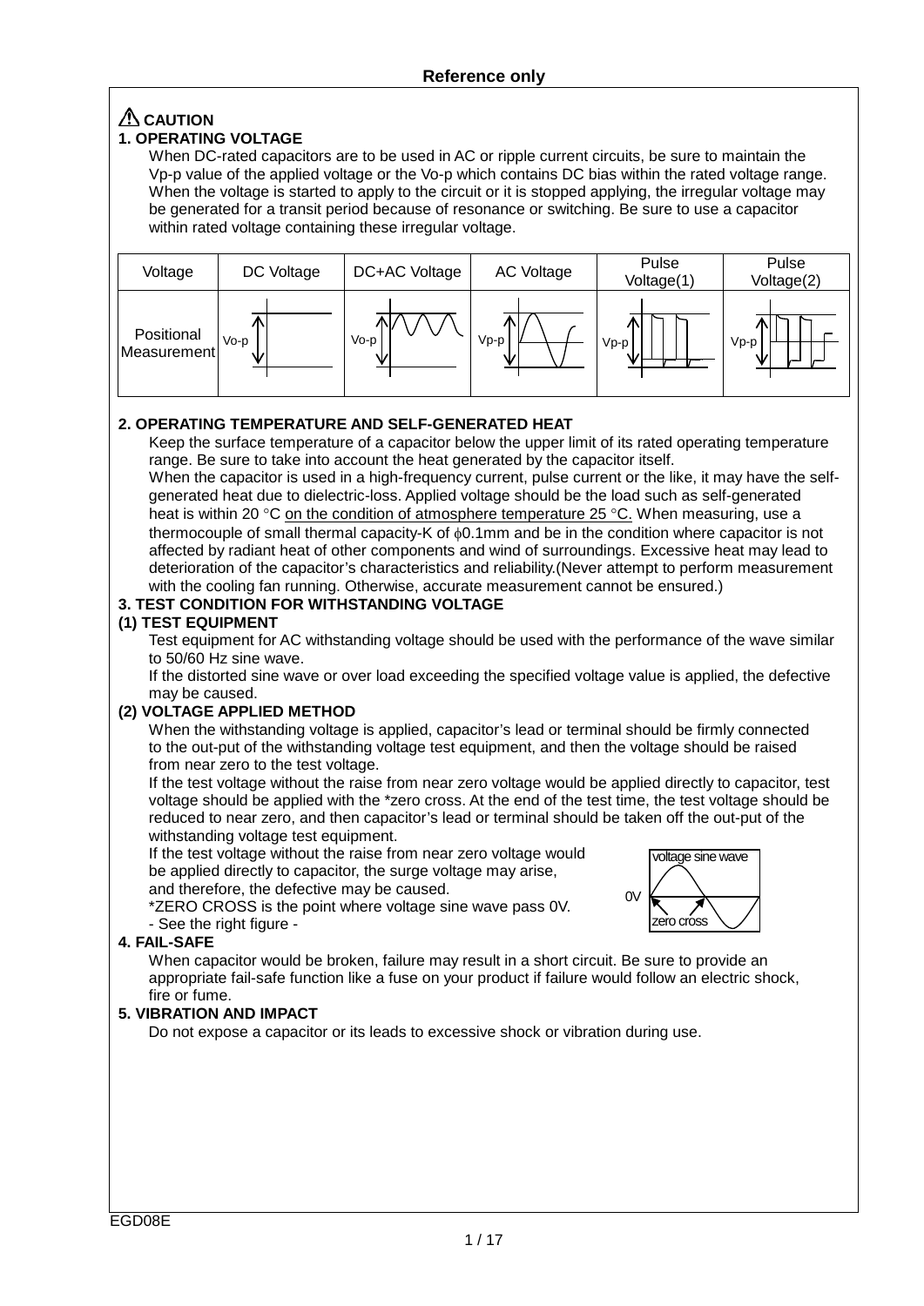**Reference only**

## ⚠ CAUTION

### 1. OPERATING VOLTAGE

When DC-rated capacitors are to be used in AC or ripple current circuits, be sure to maintain the Vp-p value of the applied voltage or the Vo-p which contains DC bias within the rated voltage range. When the voltage is started to apply to the circuit or it is stopped applying, the irregular voltage may be generated for a transit period because of resonance or switching. Be sure to use a capacitor within rated voltage containing these irregular voltage.

| Voltage | DC Voltage | DC+AC Voltage | AC Voltage | Pulse Voltage(1) | Pulse Voltage(2) |
|---|---|---|---|---|---|
| Positional Measurement | Vo-p | Vo-p | Vp-p | Vp-p | Vp-p |

### 2. OPERATING TEMPERATURE AND SELF-GENERATED HEAT

Keep the surface temperature of a capacitor below the upper limit of its rated operating temperature range. Be sure to take into account the heat generated by the capacitor itself.
When the capacitor is used in a high-frequency current, pulse current or the like, it may have the self-generated heat due to dielectric-loss. Applied voltage should be the load such as self-generated heat is within 20 °C on the condition of atmosphere temperature 25 °C. When measuring, use a thermocouple of small thermal capacity-K of ϕ0.1mm and be in the condition where capacitor is not affected by radiant heat of other components and wind of surroundings. Excessive heat may lead to deterioration of the capacitor's characteristics and reliability.(Never attempt to perform measurement with the cooling fan running. Otherwise, accurate measurement cannot be ensured.)

### 3. TEST CONDITION FOR WITHSTANDING VOLTAGE

#### (1) TEST EQUIPMENT

Test equipment for AC withstanding voltage should be used with the performance of the wave similar to 50/60 Hz sine wave.
If the distorted sine wave or over load exceeding the specified voltage value is applied, the defective may be caused.

#### (2) VOLTAGE APPLIED METHOD

When the withstanding voltage is applied, capacitor's lead or terminal should be firmly connected to the out-put of the withstanding voltage test equipment, and then the voltage should be raised from near zero to the test voltage.
If the test voltage without the raise from near zero voltage would be applied directly to capacitor, test voltage should be applied with the *zero cross. At the end of the test time, the test voltage should be reduced to near zero, and then capacitor's lead or terminal should be taken off the out-put of the withstanding voltage test equipment.
If the test voltage without the raise from near zero voltage would be applied directly to capacitor, the surge voltage may arise, and therefore, the defective may be caused.
*ZERO CROSS is the point where voltage sine wave pass 0V.
- See the right figure -

voltage sine wave
0V
zero cross

### 4. FAIL-SAFE

When capacitor would be broken, failure may result in a short circuit. Be sure to provide an appropriate fail-safe function like a fuse on your product if failure would follow an electric shock, fire or fume.

### 5. VIBRATION AND IMPACT

Do not expose a capacitor or its leads to excessive shock or vibration during use.

EGD08E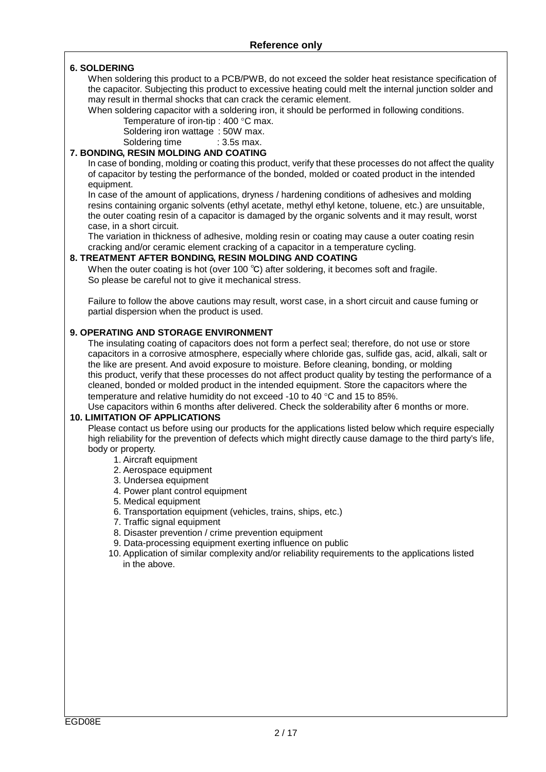## 6. SOLDERING

When soldering this product to a PCB/PWB, do not exceed the solder heat resistance specification of the capacitor. Subjecting this product to excessive heating could melt the internal junction solder and may result in thermal shocks that can crack the ceramic element.

When soldering capacitor with a soldering iron, it should be performed in following conditions.

- Temperature of iron-tip : 400 °C max.
- Soldering iron wattage : 50W max.
- Soldering time : 3.5s max.

## 7. BONDING, RESIN MOLDING AND COATING

In case of bonding, molding or coating this product, verify that these processes do not affect the quality of capacitor by testing the performance of the bonded, molded or coated product in the intended equipment.

In case of the amount of applications, dryness / hardening conditions of adhesives and molding resins containing organic solvents (ethyl acetate, methyl ethyl ketone, toluene, etc.) are unsuitable, the outer coating resin of a capacitor is damaged by the organic solvents and it may result, worst case, in a short circuit.

The variation in thickness of adhesive, molding resin or coating may cause a outer coating resin cracking and/or ceramic element cracking of a capacitor in a temperature cycling.

## 8. TREATMENT AFTER BONDING, RESIN MOLDING AND COATING

When the outer coating is hot (over 100 ℃) after soldering, it becomes soft and fragile.
So please be careful not to give it mechanical stress.

Failure to follow the above cautions may result, worst case, in a short circuit and cause fuming or partial dispersion when the product is used.

## 9. OPERATING AND STORAGE ENVIRONMENT

The insulating coating of capacitors does not form a perfect seal; therefore, do not use or store capacitors in a corrosive atmosphere, especially where chloride gas, sulfide gas, acid, alkali, salt or the like are present. And avoid exposure to moisture. Before cleaning, bonding, or molding this product, verify that these processes do not affect product quality by testing the performance of a cleaned, bonded or molded product in the intended equipment. Store the capacitors where the temperature and relative humidity do not exceed -10 to 40 °C and 15 to 85%.

Use capacitors within 6 months after delivered. Check the solderability after 6 months or more.

## 10. LIMITATION OF APPLICATIONS

Please contact us before using our products for the applications listed below which require especially high reliability for the prevention of defects which might directly cause damage to the third party's life, body or property.

1. Aircraft equipment
2. Aerospace equipment
3. Undersea equipment
4. Power plant control equipment
5. Medical equipment
6. Transportation equipment (vehicles, trains, ships, etc.)
7. Traffic signal equipment
8. Disaster prevention / crime prevention equipment
9. Data-processing equipment exerting influence on public
10. Application of similar complexity and/or reliability requirements to the applications listed in the above.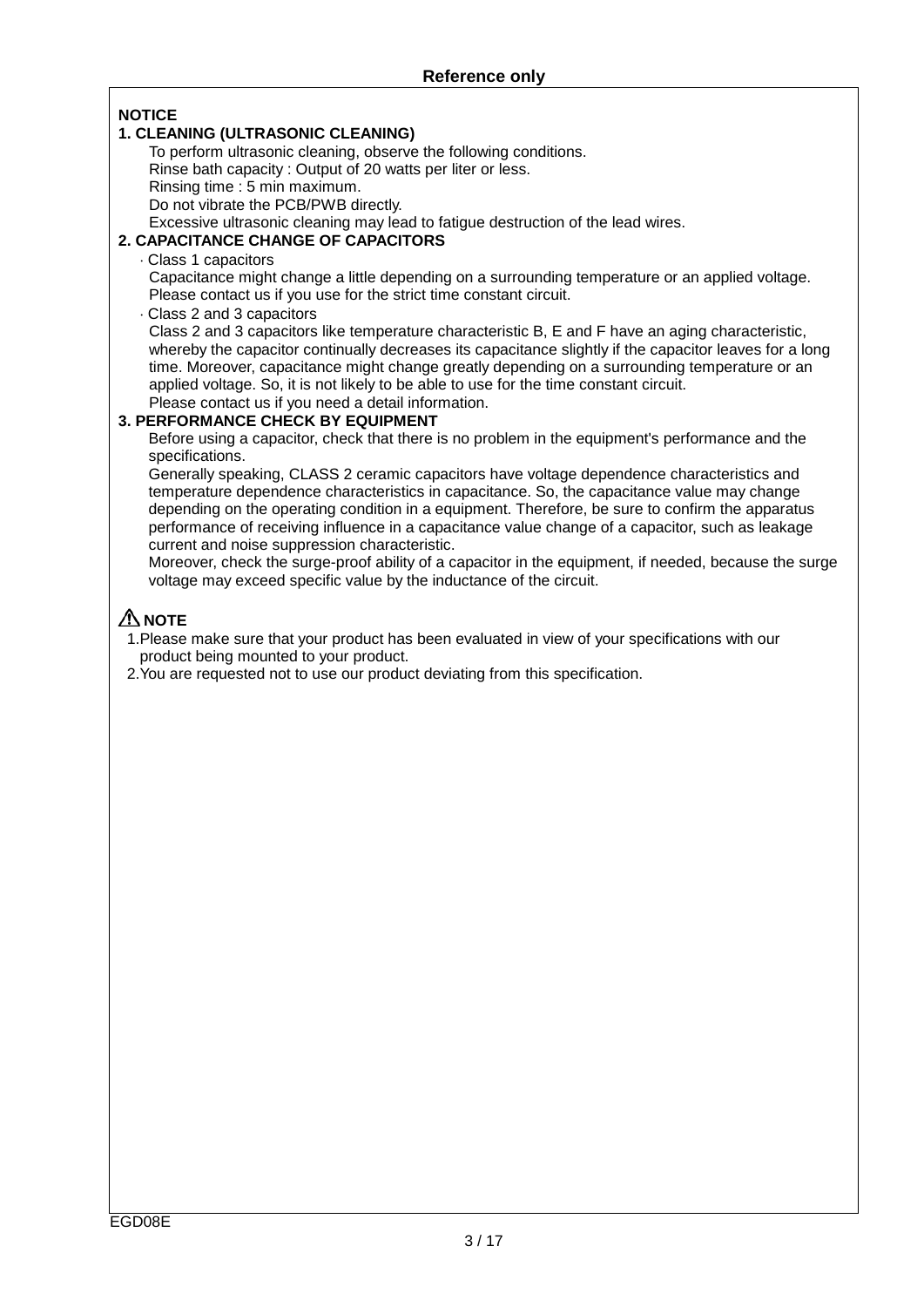**NOTICE**

**1. CLEANING (ULTRASONIC CLEANING)**

To perform ultrasonic cleaning, observe the following conditions.
Rinse bath capacity : Output of 20 watts per liter or less.
Rinsing time : 5 min maximum.
Do not vibrate the PCB/PWB directly.
Excessive ultrasonic cleaning may lead to fatigue destruction of the lead wires.

**2. CAPACITANCE CHANGE OF CAPACITORS**

· Class 1 capacitors

Capacitance might change a little depending on a surrounding temperature or an applied voltage. Please contact us if you use for the strict time constant circuit.

· Class 2 and 3 capacitors

Class 2 and 3 capacitors like temperature characteristic B, E and F have an aging characteristic, whereby the capacitor continually decreases its capacitance slightly if the capacitor leaves for a long time. Moreover, capacitance might change greatly depending on a surrounding temperature or an applied voltage. So, it is not likely to be able to use for the time constant circuit.
Please contact us if you need a detail information.

**3. PERFORMANCE CHECK BY EQUIPMENT**

Before using a capacitor, check that there is no problem in the equipment's performance and the specifications.
Generally speaking, CLASS 2 ceramic capacitors have voltage dependence characteristics and temperature dependence characteristics in capacitance. So, the capacitance value may change depending on the operating condition in a equipment. Therefore, be sure to confirm the apparatus performance of receiving influence in a capacitance value change of a capacitor, such as leakage current and noise suppression characteristic.
Moreover, check the surge-proof ability of a capacitor in the equipment, if needed, because the surge voltage may exceed specific value by the inductance of the circuit.

**⚠ NOTE**

1. Please make sure that your product has been evaluated in view of your specifications with our product being mounted to your product.
2. You are requested not to use our product deviating from this specification.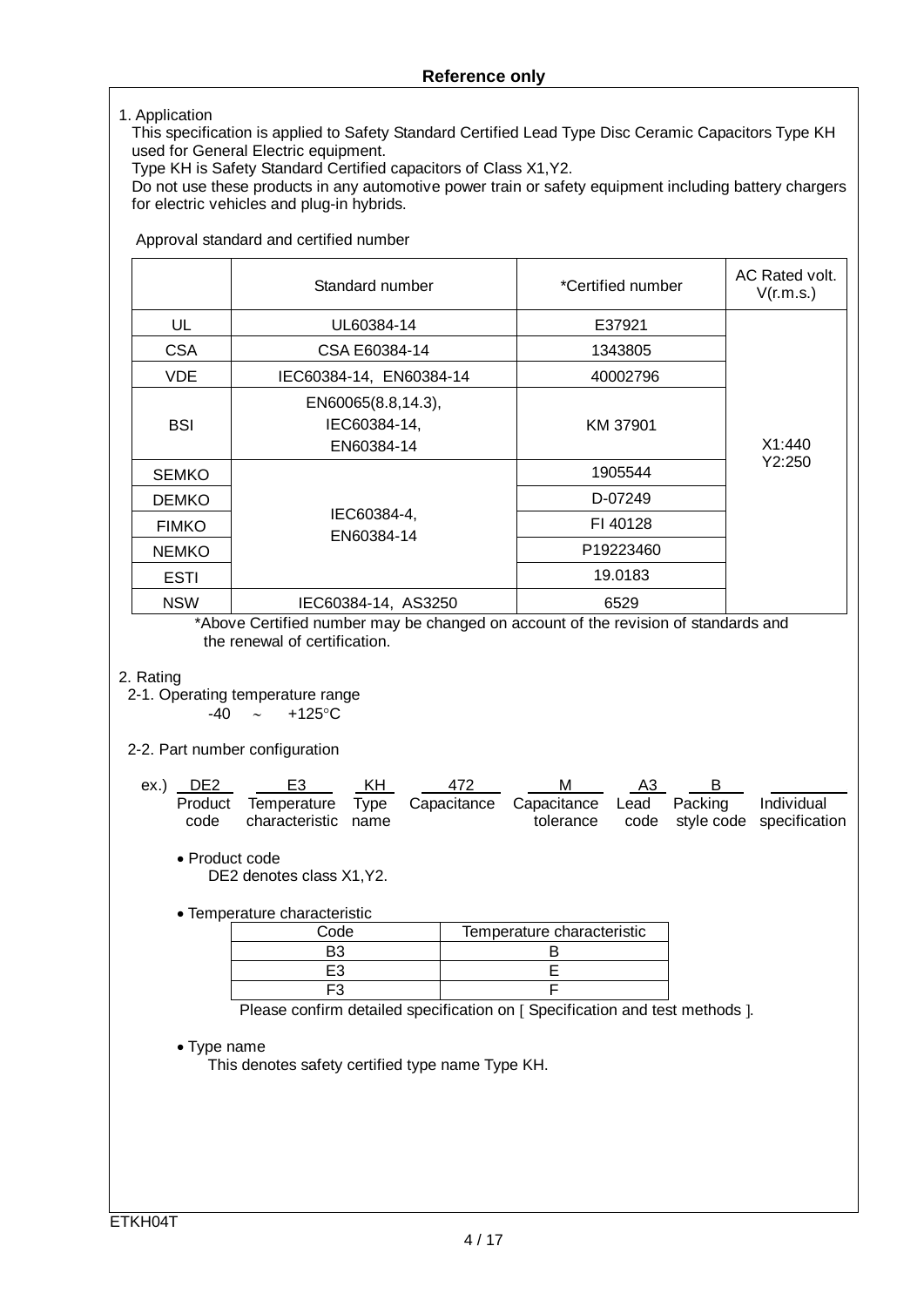**Reference only**

1. Application

This specification is applied to Safety Standard Certified Lead Type Disc Ceramic Capacitors Type KH used for General Electric equipment.
Type KH is Safety Standard Certified capacitors of Class X1,Y2.
Do not use these products in any automotive power train or safety equipment including battery chargers for electric vehicles and plug-in hybrids.

Approval standard and certified number

| | Standard number | *Certified number | AC Rated volt. V(r.m.s.) |
|---|---|---|---|
| UL | UL60384-14 | E37921 | X1:440 Y2:250 |
| CSA | CSA E60384-14 | 1343805 | |
| VDE | IEC60384-14, EN60384-14 | 40002796 | |
| BSI | EN60065(8.8,14.3), IEC60384-14, EN60384-14 | KM 37901 | |
| SEMKO | IEC60384-4, EN60384-14 | 1905544 | |
| DEMKO | | D-07249 | |
| FIMKO | | FI 40128 | |
| NEMKO | | P19223460 | |
| ESTI | | 19.0183 | |
| NSW | IEC60384-14, AS3250 | 6529 | |

*Above Certified number may be changed on account of the revision of standards and the renewal of certification.

2. Rating

2-1. Operating temperature range

-40 ～ +125°C

2-2. Part number configuration

| ex.) | DE2 | E3 | KH | 472 | M | A3 | B | |
|---|---|---|---|---|---|---|---|---|
| | Product code | Temperature characteristic | Type name | Capacitance | Capacitance tolerance | Lead code | Packing style code | Individual specification |

- Product code

  DE2 denotes class X1,Y2.

- Temperature characteristic

| Code | Temperature characteristic |
|---|---|
| B3 | B |
| E3 | E |
| F3 | F |

Please confirm detailed specification on [ Specification and test methods ].

- Type name

  This denotes safety certified type name Type KH.

ETKH04T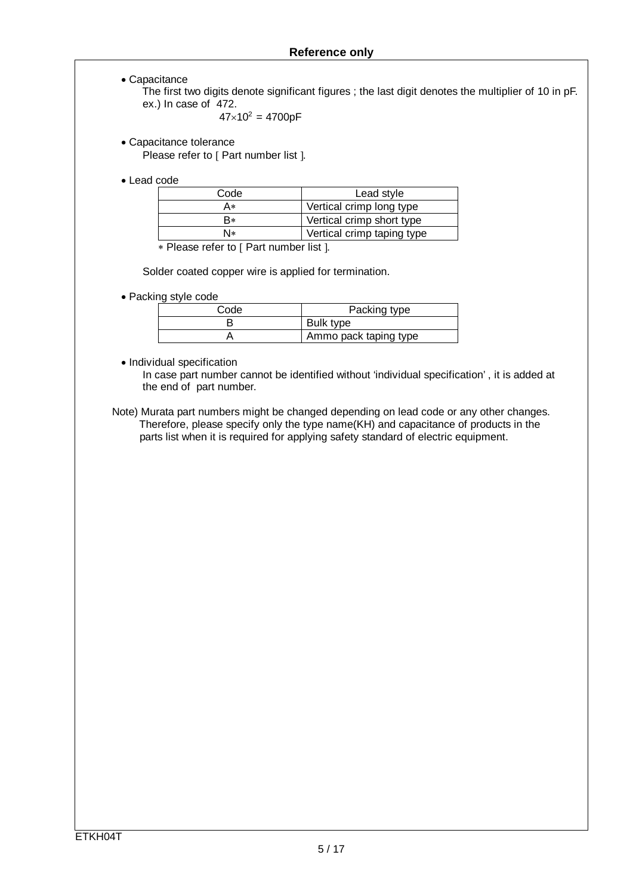- Capacitance

  The first two digits denote significant figures ; the last digit denotes the multiplier of 10 in pF.
  ex.) In case of 472.

  $47 \times 10^2 = 4700$pF

- Capacitance tolerance

  Please refer to [ Part number list ].

- Lead code

| Code | Lead style |
|---|---|
| A∗ | Vertical crimp long type |
| B∗ | Vertical crimp short type |
| N∗ | Vertical crimp taping type |

∗ Please refer to [ Part number list ].

Solder coated copper wire is applied for termination.

- Packing style code

| Code | Packing type |
|---|---|
| B | Bulk type |
| A | Ammo pack taping type |

- Individual specification

  In case part number cannot be identified without 'individual specification' , it is added at the end of part number.

Note) Murata part numbers might be changed depending on lead code or any other changes.
Therefore, please specify only the type name(KH) and capacitance of products in the parts list when it is required for applying safety standard of electric equipment.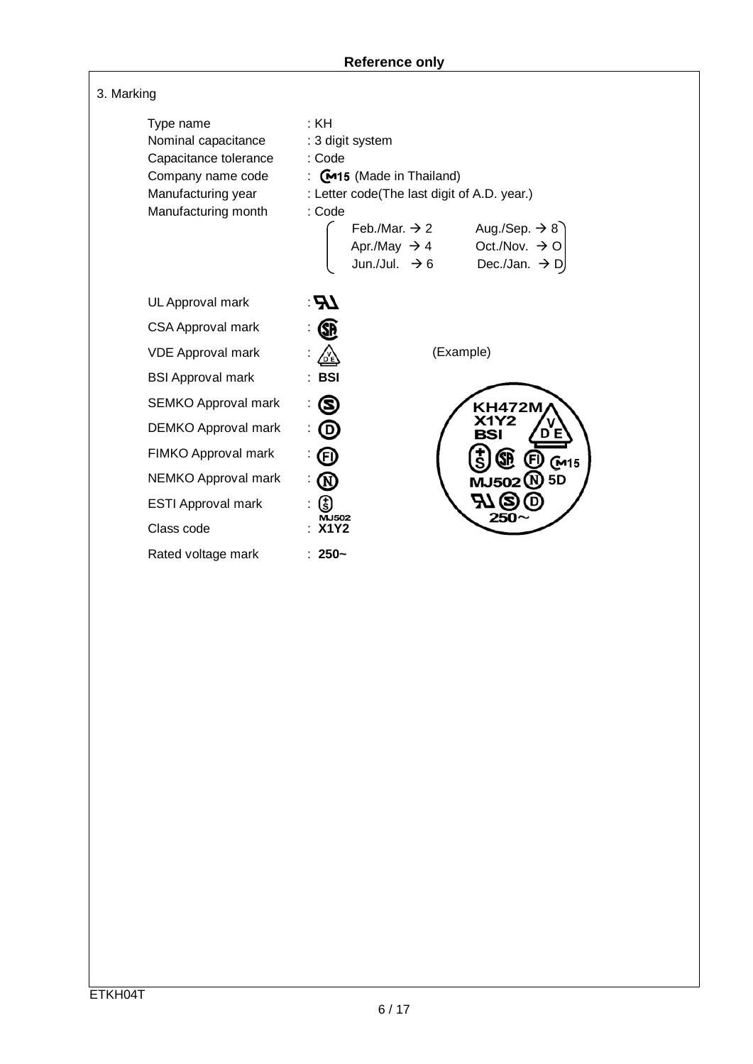Reference only

## 3. Marking

| | |
|---|---|
| Type name | : KH |
| Nominal capacitance | : 3 digit system |
| Capacitance tolerance | : Code |
| Company name code | : M15 (Made in Thailand) |
| Manufacturing year | : Letter code(The last digit of A.D. year.) |
| Manufacturing month | : Code |

| | |
|---|---|
| Feb./Mar. → 2 | Aug./Sep. → 8 |
| Apr./May → 4 | Oct./Nov. → O |
| Jun./Jul. → 6 | Dec./Jan. → D |

| | |
|---|---|
| UL Approval mark | : UR |
| CSA Approval mark | : SP |
| VDE Approval mark | : VDE |
| BSI Approval mark | : BSI |
| SEMKO Approval mark | : S |
| DEMKO Approval mark | : D |
| FIMKO Approval mark | : FI |
| NEMKO Approval mark | : N |
| ESTI Approval mark | : S MJ502 |
| Class code | : X1Y2 |
| Rated voltage mark | : 250~ |

(Example)

KH472M
X1Y2 VDE
BSI
S SP FI M15
MJ502 N 5D
UR S D
250~

ETKH04T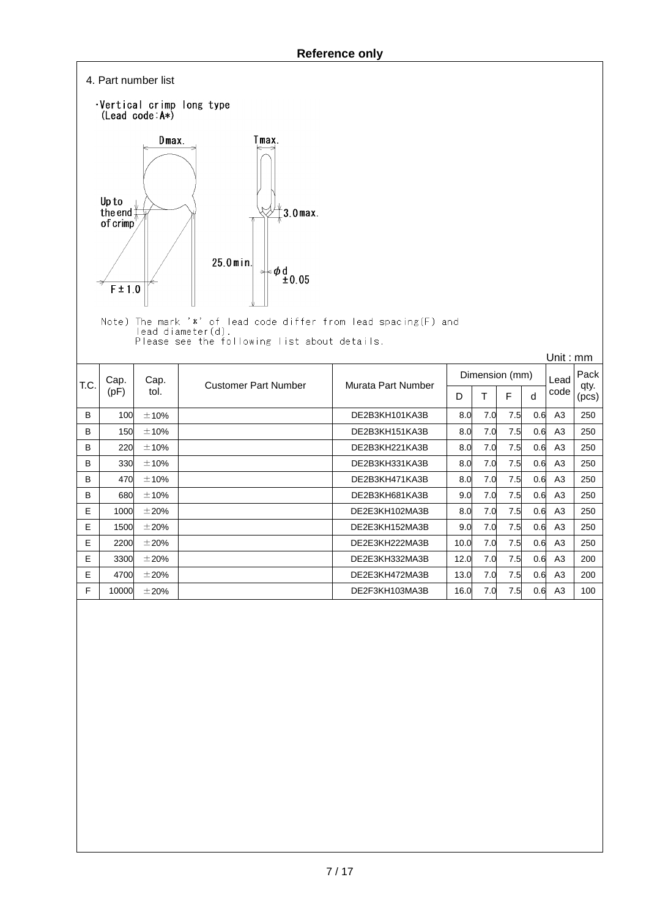**Reference only**

4. Part number list

·Vertical crimp long type
(Lead code:A*)

Dmax. Tmax.

Up to the end of crimp

3.0max.

25.0min.

φd ±0.05

F±1.0

Note) The mark '*' of lead code differ from lead spacing(F) and lead diameter(d).
Please see the following list about details.

Unit : mm

| T.C. | Cap. (pF) | Cap. tol. | Customer Part Number | Murata Part Number | Dimension (mm) | | | | Lead code | Pack qty. (pcs) |
|---|---|---|---|---|---|---|---|---|---|---|
| | | | | | D | T | F | d | | |
| B | 100 | ±10% | | DE2B3KH101KA3B | 8.0 | 7.0 | 7.5 | 0.6 | A3 | 250 |
| B | 150 | ±10% | | DE2B3KH151KA3B | 8.0 | 7.0 | 7.5 | 0.6 | A3 | 250 |
| B | 220 | ±10% | | DE2B3KH221KA3B | 8.0 | 7.0 | 7.5 | 0.6 | A3 | 250 |
| B | 330 | ±10% | | DE2B3KH331KA3B | 8.0 | 7.0 | 7.5 | 0.6 | A3 | 250 |
| B | 470 | ±10% | | DE2B3KH471KA3B | 8.0 | 7.0 | 7.5 | 0.6 | A3 | 250 |
| B | 680 | ±10% | | DE2B3KH681KA3B | 9.0 | 7.0 | 7.5 | 0.6 | A3 | 250 |
| E | 1000 | ±20% | | DE2E3KH102MA3B | 8.0 | 7.0 | 7.5 | 0.6 | A3 | 250 |
| E | 1500 | ±20% | | DE2E3KH152MA3B | 9.0 | 7.0 | 7.5 | 0.6 | A3 | 250 |
| E | 2200 | ±20% | | DE2E3KH222MA3B | 10.0 | 7.0 | 7.5 | 0.6 | A3 | 250 |
| E | 3300 | ±20% | | DE2E3KH332MA3B | 12.0 | 7.0 | 7.5 | 0.6 | A3 | 200 |
| E | 4700 | ±20% | | DE2E3KH472MA3B | 13.0 | 7.0 | 7.5 | 0.6 | A3 | 200 |
| F | 10000 | ±20% | | DE2F3KH103MA3B | 16.0 | 7.0 | 7.5 | 0.6 | A3 | 100 |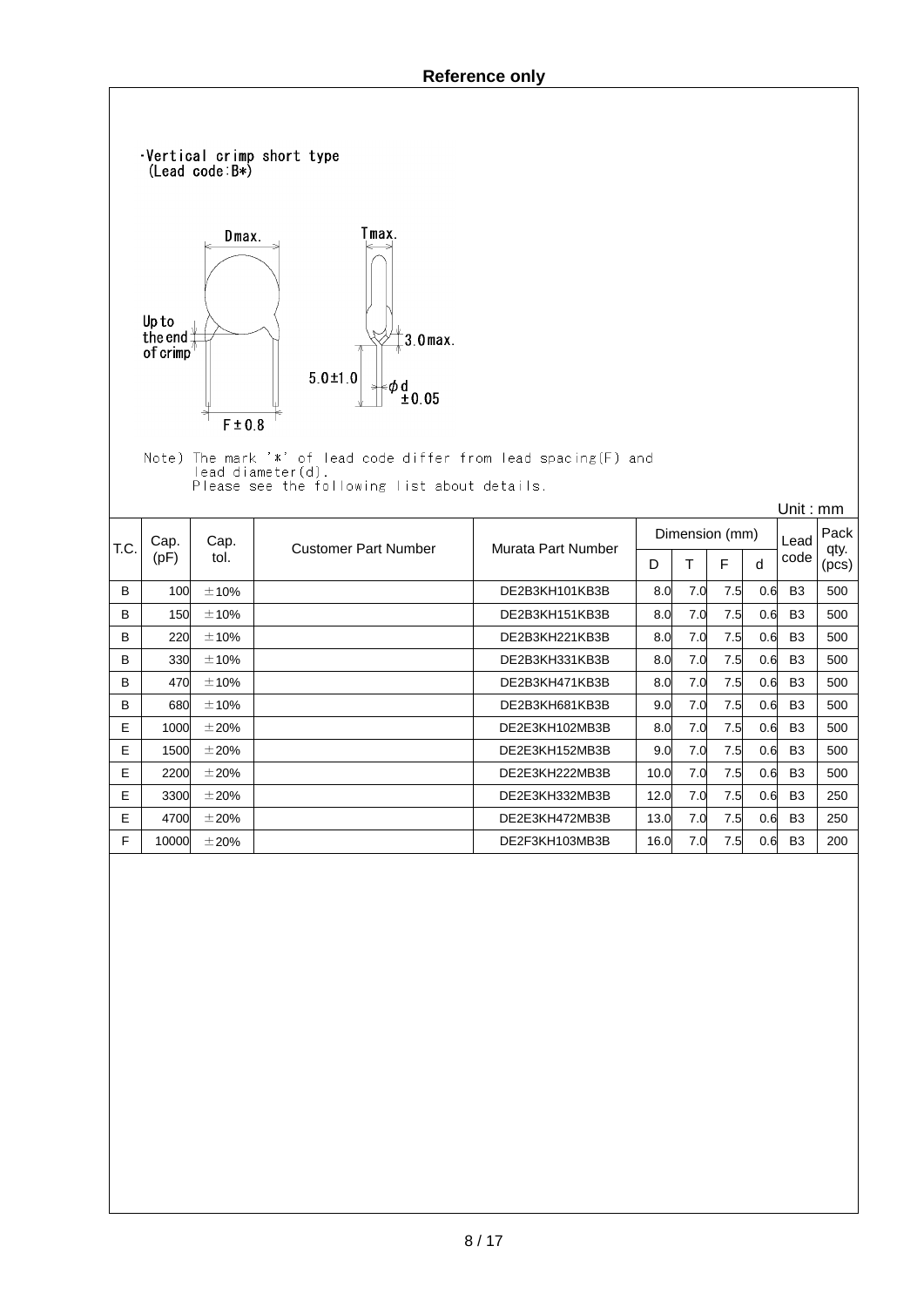**Reference only**

·Vertical crimp short type
(Lead code:B*)

Dmax. Tmax.

Up to the end of crimp

3.0max.

5.0±1.0

φd ±0.05

F±0.8

Note) The mark '*' of lead code differ from lead spacing(F) and lead diameter(d).
Please see the following list about details.

Unit : mm

| T.C. | Cap. (pF) | Cap. tol. | Customer Part Number | Murata Part Number | Dimension (mm) | | | | Lead code | Pack qty. (pcs) |
|---|---|---|---|---|---|---|---|---|---|---|
| | | | | | D | T | F | d | | |
| B | 100 | ±10% | | DE2B3KH101KB3B | 8.0 | 7.0 | 7.5 | 0.6 | B3 | 500 |
| B | 150 | ±10% | | DE2B3KH151KB3B | 8.0 | 7.0 | 7.5 | 0.6 | B3 | 500 |
| B | 220 | ±10% | | DE2B3KH221KB3B | 8.0 | 7.0 | 7.5 | 0.6 | B3 | 500 |
| B | 330 | ±10% | | DE2B3KH331KB3B | 8.0 | 7.0 | 7.5 | 0.6 | B3 | 500 |
| B | 470 | ±10% | | DE2B3KH471KB3B | 8.0 | 7.0 | 7.5 | 0.6 | B3 | 500 |
| B | 680 | ±10% | | DE2B3KH681KB3B | 9.0 | 7.0 | 7.5 | 0.6 | B3 | 500 |
| E | 1000 | ±20% | | DE2E3KH102MB3B | 8.0 | 7.0 | 7.5 | 0.6 | B3 | 500 |
| E | 1500 | ±20% | | DE2E3KH152MB3B | 9.0 | 7.0 | 7.5 | 0.6 | B3 | 500 |
| E | 2200 | ±20% | | DE2E3KH222MB3B | 10.0 | 7.0 | 7.5 | 0.6 | B3 | 500 |
| E | 3300 | ±20% | | DE2E3KH332MB3B | 12.0 | 7.0 | 7.5 | 0.6 | B3 | 250 |
| E | 4700 | ±20% | | DE2E3KH472MB3B | 13.0 | 7.0 | 7.5 | 0.6 | B3 | 250 |
| F | 10000 | ±20% | | DE2F3KH103MB3B | 16.0 | 7.0 | 7.5 | 0.6 | B3 | 200 |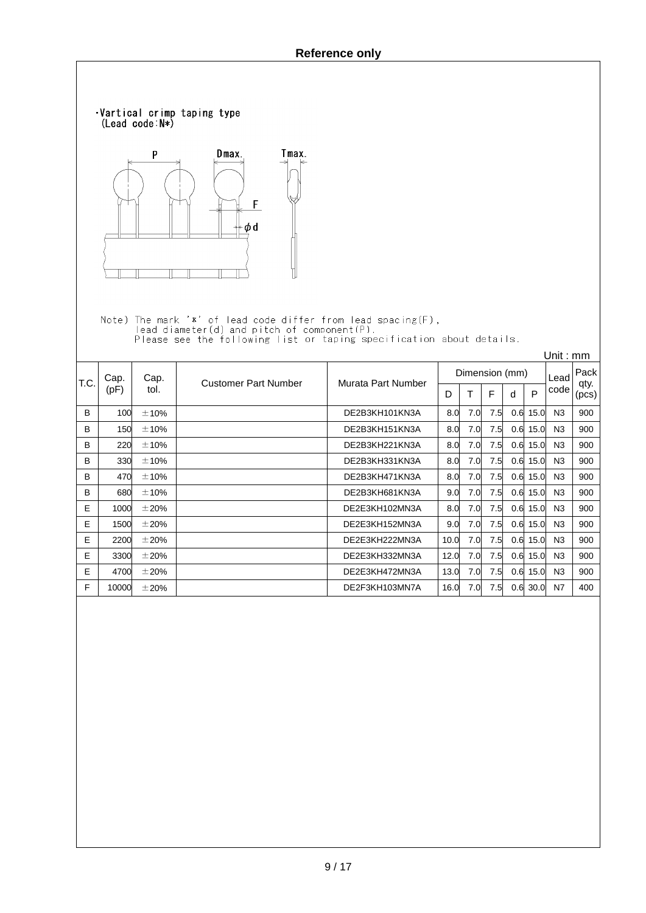Reference only

·Vertical crimp taping type
(Lead code:N*)

Note) The mark '*' of lead code differ from lead spacing(F),
lead diameter(d) and pitch of component(P).
Please see the following list or taping specification about details.

Unit : mm

| T.C. | Cap. (pF) | Cap. tol. | Customer Part Number | Murata Part Number | Dimension (mm) | | | | | Lead code | Pack qty. (pcs) |
|---|---|---|---|---|---|---|---|---|---|---|---|
| | | | | | D | T | F | d | P | | |
| B | 100 | ±10% | | DE2B3KH101KN3A | 8.0 | 7.0 | 7.5 | 0.6 | 15.0 | N3 | 900 |
| B | 150 | ±10% | | DE2B3KH151KN3A | 8.0 | 7.0 | 7.5 | 0.6 | 15.0 | N3 | 900 |
| B | 220 | ±10% | | DE2B3KH221KN3A | 8.0 | 7.0 | 7.5 | 0.6 | 15.0 | N3 | 900 |
| B | 330 | ±10% | | DE2B3KH331KN3A | 8.0 | 7.0 | 7.5 | 0.6 | 15.0 | N3 | 900 |
| B | 470 | ±10% | | DE2B3KH471KN3A | 8.0 | 7.0 | 7.5 | 0.6 | 15.0 | N3 | 900 |
| B | 680 | ±10% | | DE2B3KH681KN3A | 9.0 | 7.0 | 7.5 | 0.6 | 15.0 | N3 | 900 |
| E | 1000 | ±20% | | DE2E3KH102MN3A | 8.0 | 7.0 | 7.5 | 0.6 | 15.0 | N3 | 900 |
| E | 1500 | ±20% | | DE2E3KH152MN3A | 9.0 | 7.0 | 7.5 | 0.6 | 15.0 | N3 | 900 |
| E | 2200 | ±20% | | DE2E3KH222MN3A | 10.0 | 7.0 | 7.5 | 0.6 | 15.0 | N3 | 900 |
| E | 3300 | ±20% | | DE2E3KH332MN3A | 12.0 | 7.0 | 7.5 | 0.6 | 15.0 | N3 | 900 |
| E | 4700 | ±20% | | DE2E3KH472MN3A | 13.0 | 7.0 | 7.5 | 0.6 | 15.0 | N3 | 900 |
| F | 10000 | ±20% | | DE2F3KH103MN7A | 16.0 | 7.0 | 7.5 | 0.6 | 30.0 | N7 | 400 |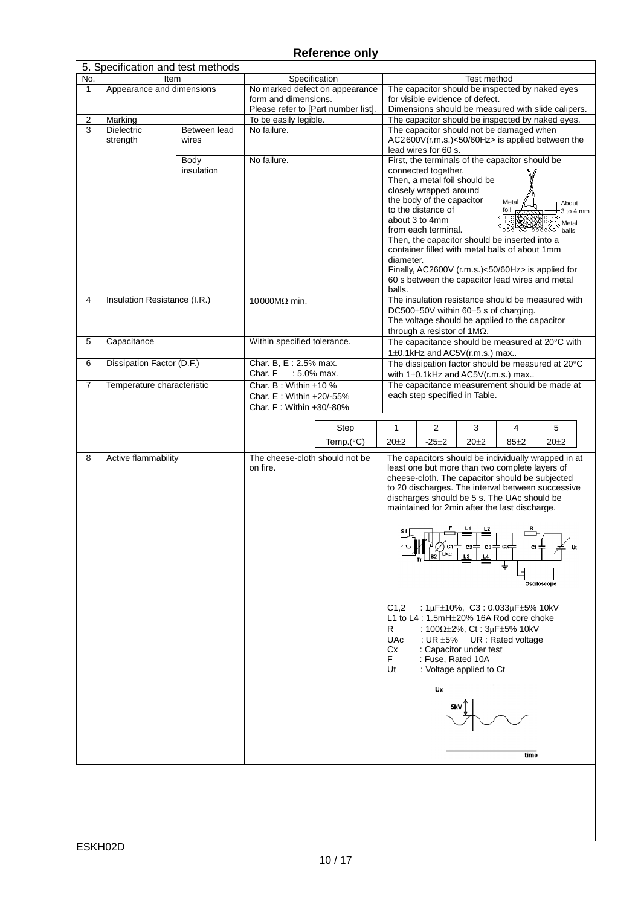**Reference only**

## 5. Specification and test methods

| No. | Item | | Specification | Test method |
|---|---|---|---|---|
| 1 | Appearance and dimensions | | No marked defect on appearance form and dimensions. Please refer to [Part number list]. | The capacitor should be inspected by naked eyes for visible evidence of defect. Dimensions should be measured with slide calipers. |
| 2 | Marking | | To be easily legible. | The capacitor should be inspected by naked eyes. |
| 3 | Dielectric strength | Between lead wires | No failure. | The capacitor should not be damaged when AC2600V(r.m.s.)<50/60Hz> is applied between the lead wires for 60 s. |
| | | Body insulation | No failure. | First, the terminals of the capacitor should be connected together. Then, a metal foil should be closely wrapped around the body of the capacitor to the distance of about 3 to 4mm from each terminal. Then, the capacitor should be inserted into a container filled with metal balls of about 1mm diameter. Finally, AC2600V (r.m.s.)<50/60Hz> is applied for 60 s between the capacitor lead wires and metal balls. (Figure labels: Metal foil, About 3 to 4 mm, Metal balls) |
| 4 | Insulation Resistance (I.R.) | | 10000MΩ min. | The insulation resistance should be measured with DC500±50V within 60±5 s of charging. The voltage should be applied to the capacitor through a resistor of 1MΩ. |
| 5 | Capacitance | | Within specified tolerance. | The capacitance should be measured at 20°C with 1±0.1kHz and AC5V(r.m.s.) max.. |
| 6 | Dissipation Factor (D.F.) | | Char. B, E : 2.5% max.<br>Char. F : 5.0% max. | The dissipation factor should be measured at 20°C with 1±0.1kHz and AC5V(r.m.s.) max.. |
| 7 | Temperature characteristic | | Char. B : Within ±10 %<br>Char. E : Within +20/-55%<br>Char. F : Within +30/-80% | The capacitance measurement should be made at each step specified in Table. |
| 8 | Active flammability | | The cheese-cloth should not be on fire. | The capacitors should be individually wrapped in at least one but more than two complete layers of cheese-cloth. The capacitor should be subjected to 20 discharges. The interval between successive discharges should be 5 s. The UAc should be maintained for 2min after the last discharge. |

Table (No. 7):

| Step | 1 | 2 | 3 | 4 | 5 |
|---|---|---|---|---|---|
| Temp.(°C) | 20±2 | -25±2 | 20±2 | 85±2 | 20±2 |

No. 8 test circuit (labels: S1, F, L1, L2, R, Tr, S2, UAC, C1, C2, C3, CX, L3, L4, Ct, Ut, Oscilloscope):

C1,2 : 1μF±10%, C3 : 0.033μF±5% 10kV
L1 to L4 : 1.5mH±20% 16A Rod core choke
R : 100Ω±2%, Ct : 3μF±5% 10kV
UAc : UR ±5% UR : Rated voltage
Cx : Capacitor under test
F : Fuse, Rated 10A
Ut : Voltage applied to Ct

(Waveform graph: Ux vs time, 5kV)

ESKH02D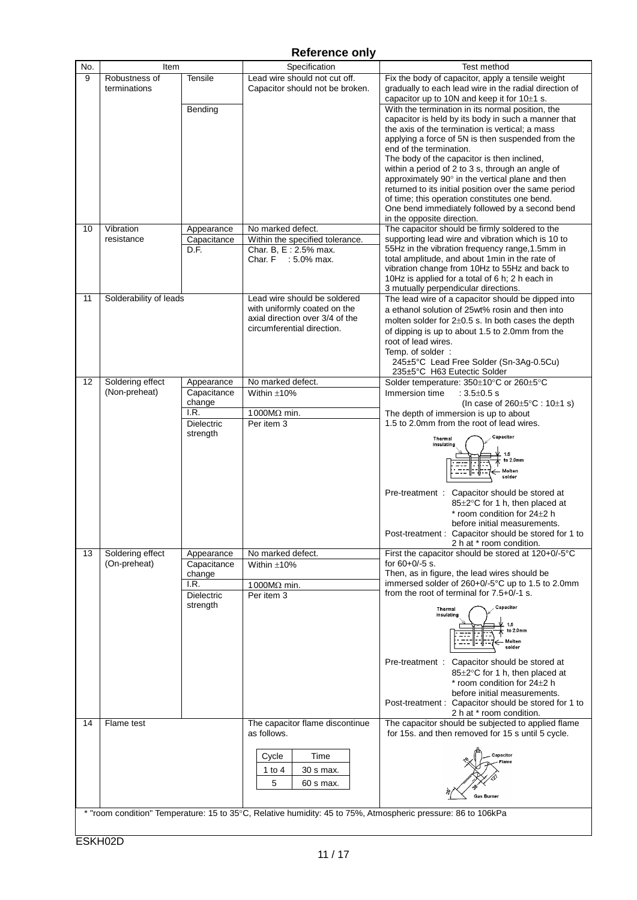**Reference only**

| No. | Item | | Specification | Test method |
|---|---|---|---|---|
| 9 | Robustness of terminations | Tensile | Lead wire should not cut off. Capacitor should not be broken. | Fix the body of capacitor, apply a tensile weight gradually to each lead wire in the radial direction of capacitor up to 10N and keep it for 10±1 s. |
| | | Bending | | With the termination in its normal position, the capacitor is held by its body in such a manner that the axis of the termination is vertical; a mass applying a force of 5N is then suspended from the end of the termination. The body of the capacitor is then inclined, within a period of 2 to 3 s, through an angle of approximately 90° in the vertical plane and then returned to its initial position over the same period of time; this operation constitutes one bend. One bend immediately followed by a second bend in the opposite direction. |
| 10 | Vibration resistance | Appearance | No marked defect. | The capacitor should be firmly soldered to the supporting lead wire and vibration which is 10 to 55Hz in the vibration frequency range,1.5mm in total amplitude, and about 1min in the rate of vibration change from 10Hz to 55Hz and back to 10Hz is applied for a total of 6 h; 2 h each in 3 mutually perpendicular directions. |
| | | Capacitance | Within the specified tolerance. | |
| | | D.F. | Char. B, E : 2.5% max.<br>Char. F : 5.0% max. | |
| 11 | Solderability of leads | | Lead wire should be soldered with uniformly coated on the axial direction over 3/4 of the circumferential direction. | The lead wire of a capacitor should be dipped into a ethanol solution of 25wt% rosin and then into molten solder for 2±0.5 s. In both cases the depth of dipping is up to about 1.5 to 2.0mm from the root of lead wires.<br>Temp. of solder :<br>245±5°C Lead Free Solder (Sn-3Ag-0.5Cu)<br>235±5°C H63 Eutectic Solder |
| 12 | Soldering effect (Non-preheat) | Appearance | No marked defect. | Solder temperature: 350±10°C or 260±5°C<br>Immersion time : 3.5±0.5 s<br>(In case of 260±5°C : 10±1 s)<br>The depth of immersion is up to about 1.5 to 2.0mm from the root of lead wires.<br>Pre-treatment : Capacitor should be stored at 85±2°C for 1 h, then placed at * room condition for 24±2 h before initial measurements.<br>Post-treatment : Capacitor should be stored for 1 to 2 h at * room condition. |
| | | Capacitance change | Within ±10% | |
| | | I.R. | 1000MΩ min. | |
| | | Dielectric strength | Per item 3 | |
| 13 | Soldering effect (On-preheat) | Appearance | No marked defect. | First the capacitor should be stored at 120+0/-5°C for 60+0/-5 s.<br>Then, as in figure, the lead wires should be immersed solder of 260+0/-5°C up to 1.5 to 2.0mm from the root of terminal for 7.5+0/-1 s.<br>Pre-treatment : Capacitor should be stored at 85±2°C for 1 h, then placed at * room condition for 24±2 h before initial measurements.<br>Post-treatment : Capacitor should be stored for 1 to 2 h at * room condition. |
| | | Capacitance change | Within ±10% | |
| | | I.R. | 1000MΩ min. | |
| | | Dielectric strength | Per item 3 | |
| 14 | Flame test | | The capacitor flame discontinue as follows.<br>Cycle 1 to 4: Time 30 s max.<br>Cycle 5: Time 60 s max. | The capacitor should be subjected to applied flame for 15s. and then removed for 15 s until 5 cycle. |

* "room condition" Temperature: 15 to 35°C, Relative humidity: 45 to 75%, Atmospheric pressure: 86 to 106kPa

ESKH02D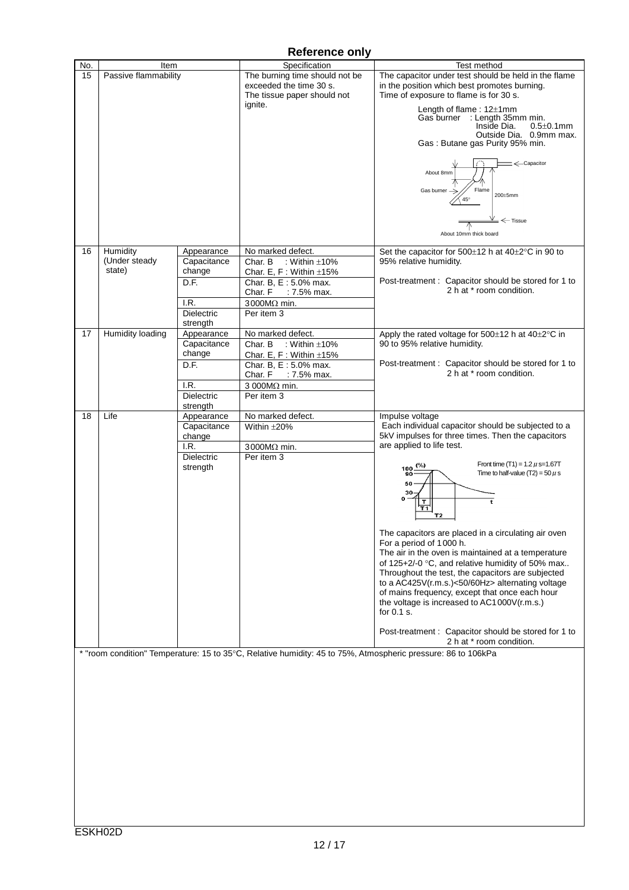**Reference only**

| No. | Item | | Specification | Test method |
|---|---|---|---|---|
| 15 | Passive flammability | | The burning time should not be exceeded the time 30 s. The tissue paper should not ignite. | The capacitor under test should be held in the flame in the position which best promotes burning. Time of exposure to flame is for 30 s.<br>Length of flame : 12±1mm<br>Gas burner : Length 35mm min. Inside Dia. 0.5±0.1mm Outside Dia. 0.9mm max.<br>Gas : Butane gas Purity 95% min.<br>(Figure labels: Capacitor, About 8mm, Gas burner, Flame, 45°, 200±5mm, Tissue, About 10mm thick board) |
| 16 | Humidity (Under steady state) | Appearance | No marked defect. | Set the capacitor for 500±12 h at 40±2°C in 90 to 95% relative humidity.<br>Post-treatment : Capacitor should be stored for 1 to 2 h at * room condition. |
| | | Capacitance change | Char. B : Within ±10%<br>Char. E, F : Within ±15% | |
| | | D.F. | Char. B, E : 5.0% max.<br>Char. F : 7.5% max. | |
| | | I.R. | 3000MΩ min. | |
| | | Dielectric strength | Per item 3 | |
| 17 | Humidity loading | Appearance | No marked defect. | Apply the rated voltage for 500±12 h at 40±2°C in 90 to 95% relative humidity.<br>Post-treatment : Capacitor should be stored for 1 to 2 h at * room condition. |
| | | Capacitance change | Char. B : Within ±10%<br>Char. E, F : Within ±15% | |
| | | D.F. | Char. B, E : 5.0% max.<br>Char. F : 7.5% max. | |
| | | I.R. | 3 000MΩ min. | |
| | | Dielectric strength | Per item 3 | |
| 18 | Life | Appearance | No marked defect. | Impulse voltage<br>Each individual capacitor should be subjected to a 5kV impulses for three times. Then the capacitors are applied to life test.<br>(Figure: Front time (T1) = 1.2 μs = 1.67T; Time to half-value (T2) = 50 μs; axis labels (%) 100, 90, 50, 30, 0, T, T1, T2, t)<br>The capacitors are placed in a circulating air oven For a period of 1000 h.<br>The air in the oven is maintained at a temperature of 125+2/-0 °C, and relative humidity of 50% max..<br>Throughout the test, the capacitors are subjected to a AC425V(r.m.s.)<50/60Hz> alternating voltage of mains frequency, except that once each hour the voltage is increased to AC1000V(r.m.s.) for 0.1 s.<br>Post-treatment : Capacitor should be stored for 1 to 2 h at * room condition. |
| | | Capacitance change | Within ±20% | |
| | | I.R. | 3000MΩ min. | |
| | | Dielectric strength | Per item 3 | |

* "room condition" Temperature: 15 to 35°C, Relative humidity: 45 to 75%, Atmospheric pressure: 86 to 106kPa

ESKH02D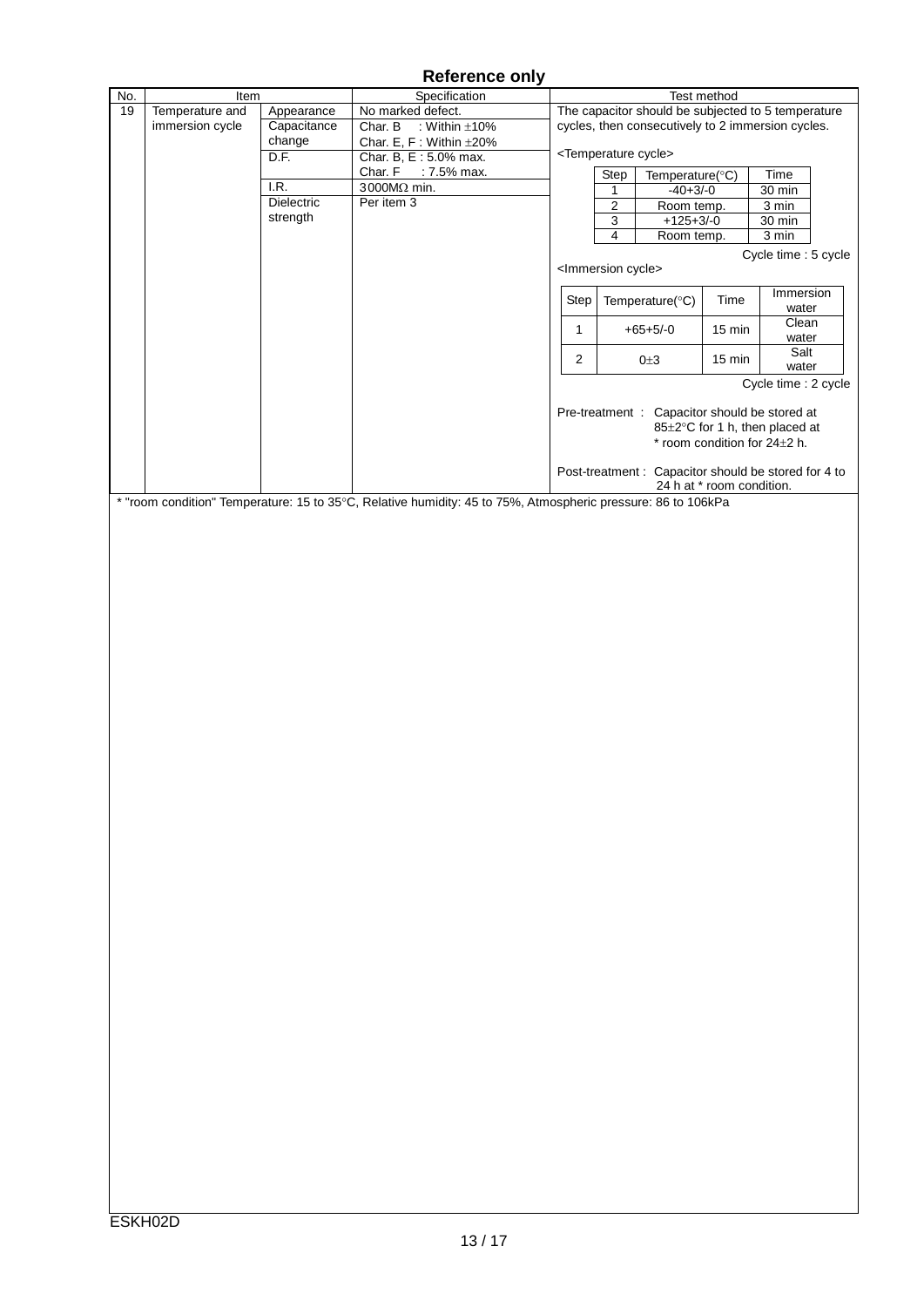**Reference only**

| No. | Item | | Specification | Test method |
|---|---|---|---|---|
| 19 | Temperature and immersion cycle | Appearance | No marked defect. | The capacitor should be subjected to 5 temperature cycles, then consecutively to 2 immersion cycles. |
| | | Capacitance change | Char. B : Within ±10%<br>Char. E, F : Within ±20% | |
| | | D.F. | Char. B, E : 5.0% max.<br>Char. F : 7.5% max. | |
| | | I.R. | 3000MΩ min. | |
| | | Dielectric strength | Per item 3 | |

<Temperature cycle>

| Step | Temperature(°C) | Time |
|---|---|---|
| 1 | -40+3/-0 | 30 min |
| 2 | Room temp. | 3 min |
| 3 | +125+3/-0 | 30 min |
| 4 | Room temp. | 3 min |

Cycle time : 5 cycle

<Immersion cycle>

| Step | Temperature(°C) | Time | Immersion water |
|---|---|---|---|
| 1 | +65+5/-0 | 15 min | Clean water |
| 2 | 0±3 | 15 min | Salt water |

Cycle time : 2 cycle

Pre-treatment : Capacitor should be stored at 85±2°C for 1 h, then placed at * room condition for 24±2 h.

Post-treatment : Capacitor should be stored for 4 to 24 h at * room condition.

* "room condition" Temperature: 15 to 35°C, Relative humidity: 45 to 75%, Atmospheric pressure: 86 to 106kPa

ESKH02D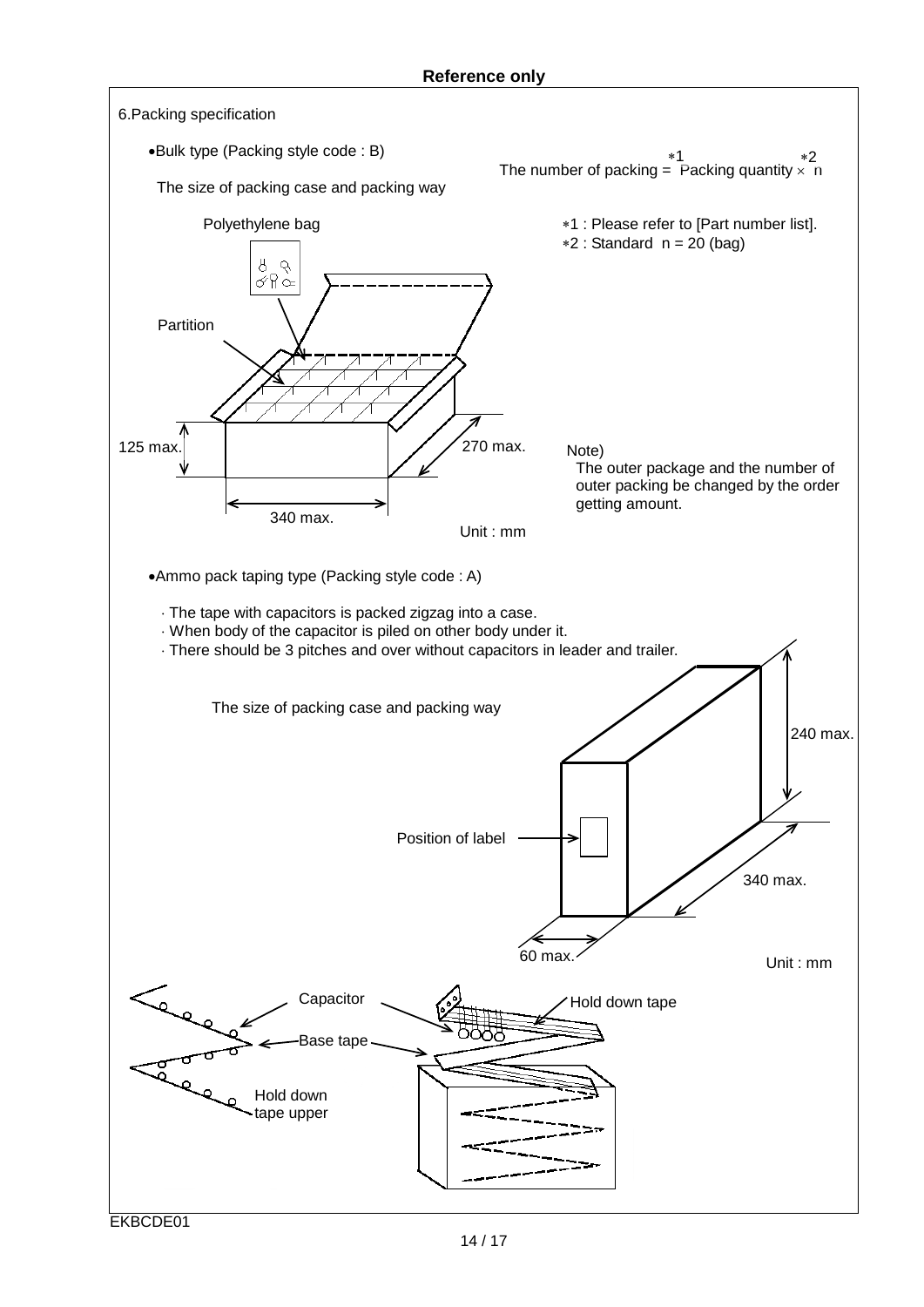Reference only

## 6.Packing specification

- Bulk type (Packing style code : B)

The number of packing = Packing quantity *1 × n *2

The size of packing case and packing way

*1 : Please refer to [Part number list].
*2 : Standard n = 20 (bag)

Polyethylene bag

Partition

125 max.

270 max.

340 max.

Unit : mm

Note)
The outer package and the number of outer packing be changed by the order getting amount.

- Ammo pack taping type (Packing style code : A)

· The tape with capacitors is packed zigzag into a case.
· When body of the capacitor is piled on other body under it.
· There should be 3 pitches and over without capacitors in leader and trailer.

The size of packing case and packing way

240 max.

Position of label

340 max.

60 max.

Unit : mm

Capacitor

Hold down tape

Base tape

Hold down tape upper

EKBCDE01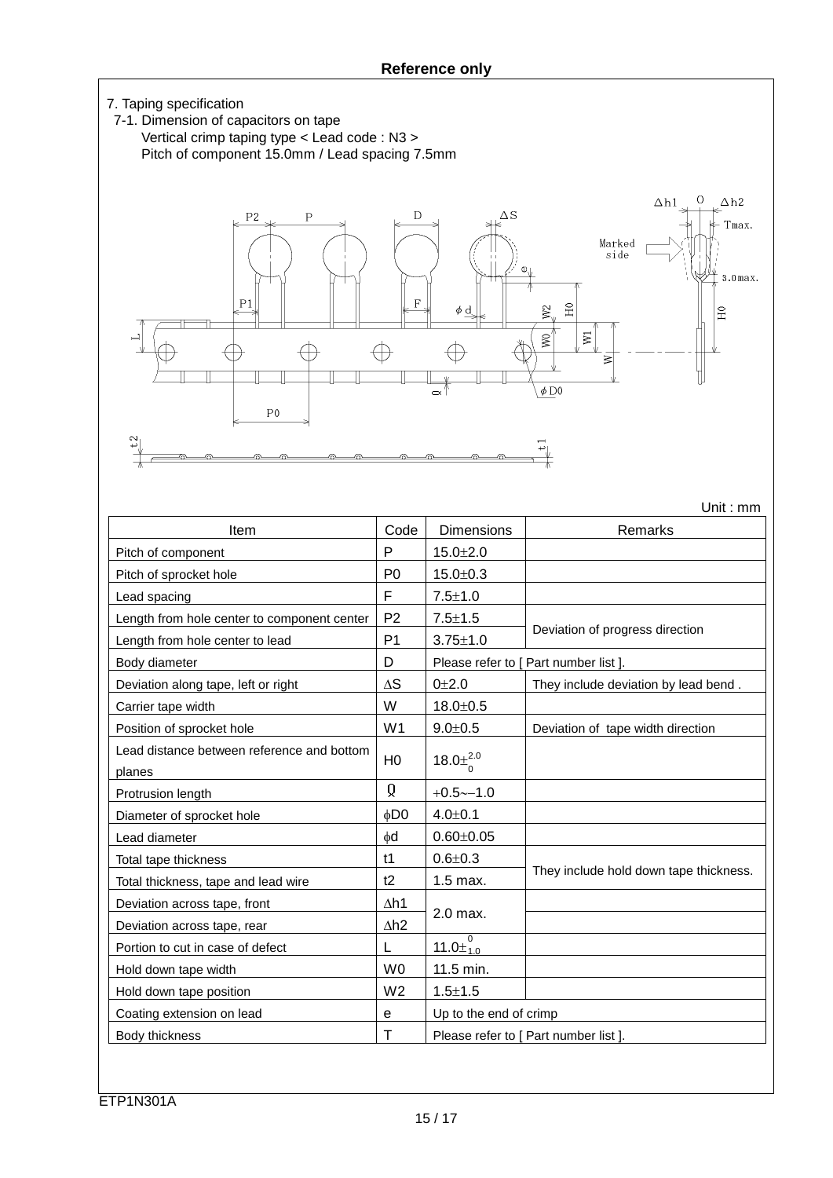**Reference only**

7. Taping specification

7-1. Dimension of capacitors on tape

Vertical crimp taping type < Lead code : N3 >

Pitch of component 15.0mm / Lead spacing 7.5mm

Unit : mm

| Item | Code | Dimensions | Remarks |
|---|---|---|---|
| Pitch of component | P | 15.0±2.0 | |
| Pitch of sprocket hole | P0 | 15.0±0.3 | |
| Lead spacing | F | 7.5±1.0 | |
| Length from hole center to component center | P2 | 7.5±1.5 | Deviation of progress direction |
| Length from hole center to lead | P1 | 3.75±1.0 | |
| Body diameter | D | Please refer to [ Part number list ]. | |
| Deviation along tape, left or right | ΔS | 0±2.0 | They include deviation by lead bend . |
| Carrier tape width | W | 18.0±0.5 | |
| Position of sprocket hole | W1 | 9.0±0.5 | Deviation of tape width direction |
| Lead distance between reference and bottom planes | H0 | $18.0\pm^{2.0}_{0}$ | |
| Protrusion length | ℓ | +0.5~−1.0 | |
| Diameter of sprocket hole | φD0 | 4.0±0.1 | |
| Lead diameter | φd | 0.60±0.05 | |
| Total tape thickness | t1 | 0.6±0.3 | They include hold down tape thickness. |
| Total thickness, tape and lead wire | t2 | 1.5 max. | |
| Deviation across tape, front | Δh1 | 2.0 max. | |
| Deviation across tape, rear | Δh2 | | |
| Portion to cut in case of defect | L | $11.0\pm^{0}_{1.0}$ | |
| Hold down tape width | W0 | 11.5 min. | |
| Hold down tape position | W2 | 1.5±1.5 | |
| Coating extension on lead | e | Up to the end of crimp | |
| Body thickness | T | Please refer to [ Part number list ]. | |

ETP1N301A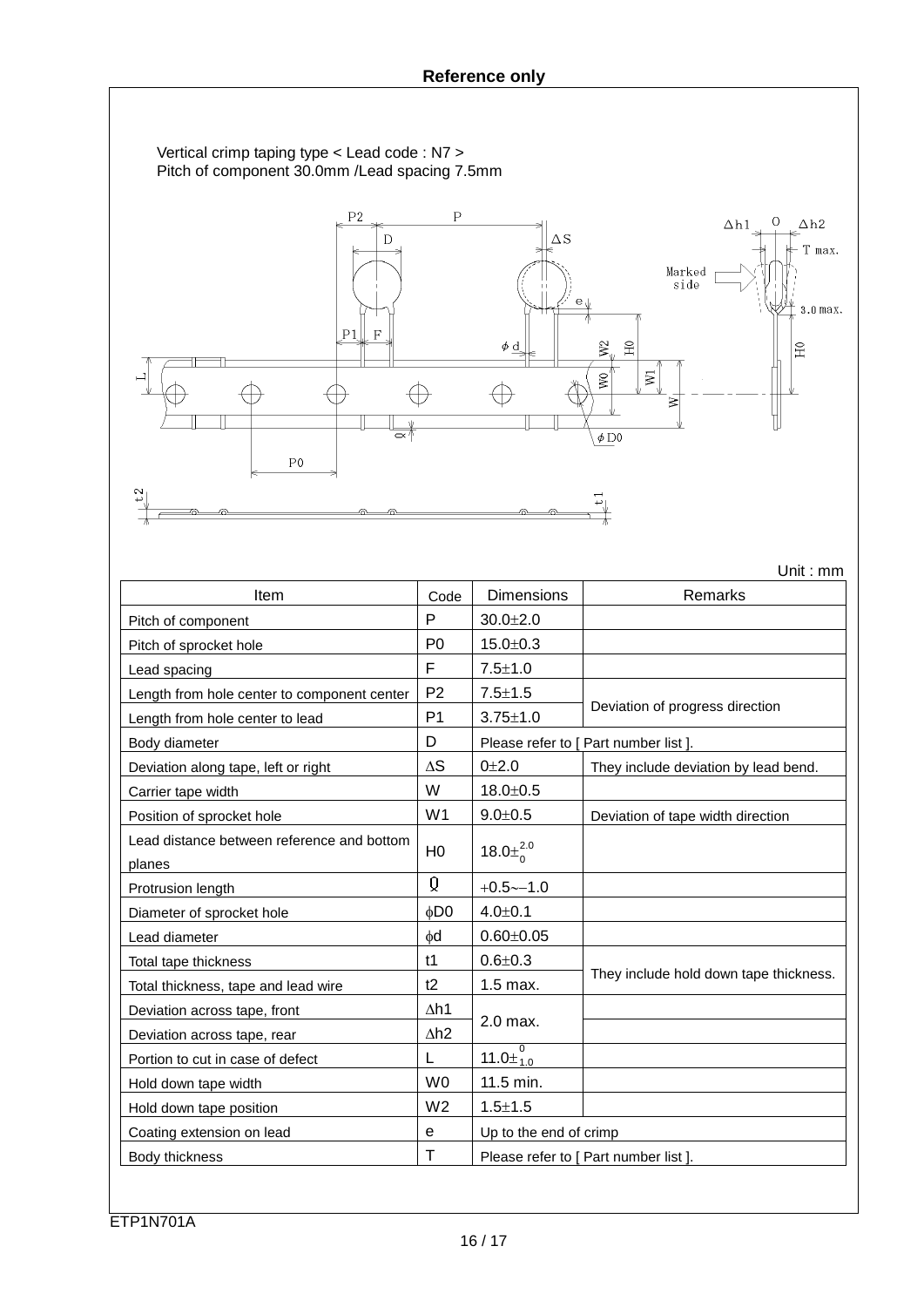Reference only

Vertical crimp taping type < Lead code : N7 >
Pitch of component 30.0mm /Lead spacing 7.5mm

Unit : mm

| Item | Code | Dimensions | Remarks |
|---|---|---|---|
| Pitch of component | P | 30.0±2.0 | |
| Pitch of sprocket hole | P0 | 15.0±0.3 | |
| Lead spacing | F | 7.5±1.0 | |
| Length from hole center to component center | P2 | 7.5±1.5 | Deviation of progress direction |
| Length from hole center to lead | P1 | 3.75±1.0 | |
| Body diameter | D | Please refer to [ Part number list ]. | |
| Deviation along tape, left or right | ΔS | 0±2.0 | They include deviation by lead bend. |
| Carrier tape width | W | 18.0±0.5 | |
| Position of sprocket hole | W1 | 9.0±0.5 | Deviation of tape width direction |
| Lead distance between reference and bottom planes | H0 | $18.0\pm^{2.0}_{0}$ | |
| Protrusion length | ℓ | +0.5~−1.0 | |
| Diameter of sprocket hole | φD0 | 4.0±0.1 | |
| Lead diameter | φd | 0.60±0.05 | |
| Total tape thickness | t1 | 0.6±0.3 | They include hold down tape thickness. |
| Total thickness, tape and lead wire | t2 | 1.5 max. | |
| Deviation across tape, front | Δh1 | 2.0 max. | |
| Deviation across tape, rear | Δh2 | | |
| Portion to cut in case of defect | L | $11.0\pm^{0}_{1.0}$ | |
| Hold down tape width | W0 | 11.5 min. | |
| Hold down tape position | W2 | 1.5±1.5 | |
| Coating extension on lead | e | Up to the end of crimp | |
| Body thickness | T | Please refer to [ Part number list ]. | |

ETP1N701A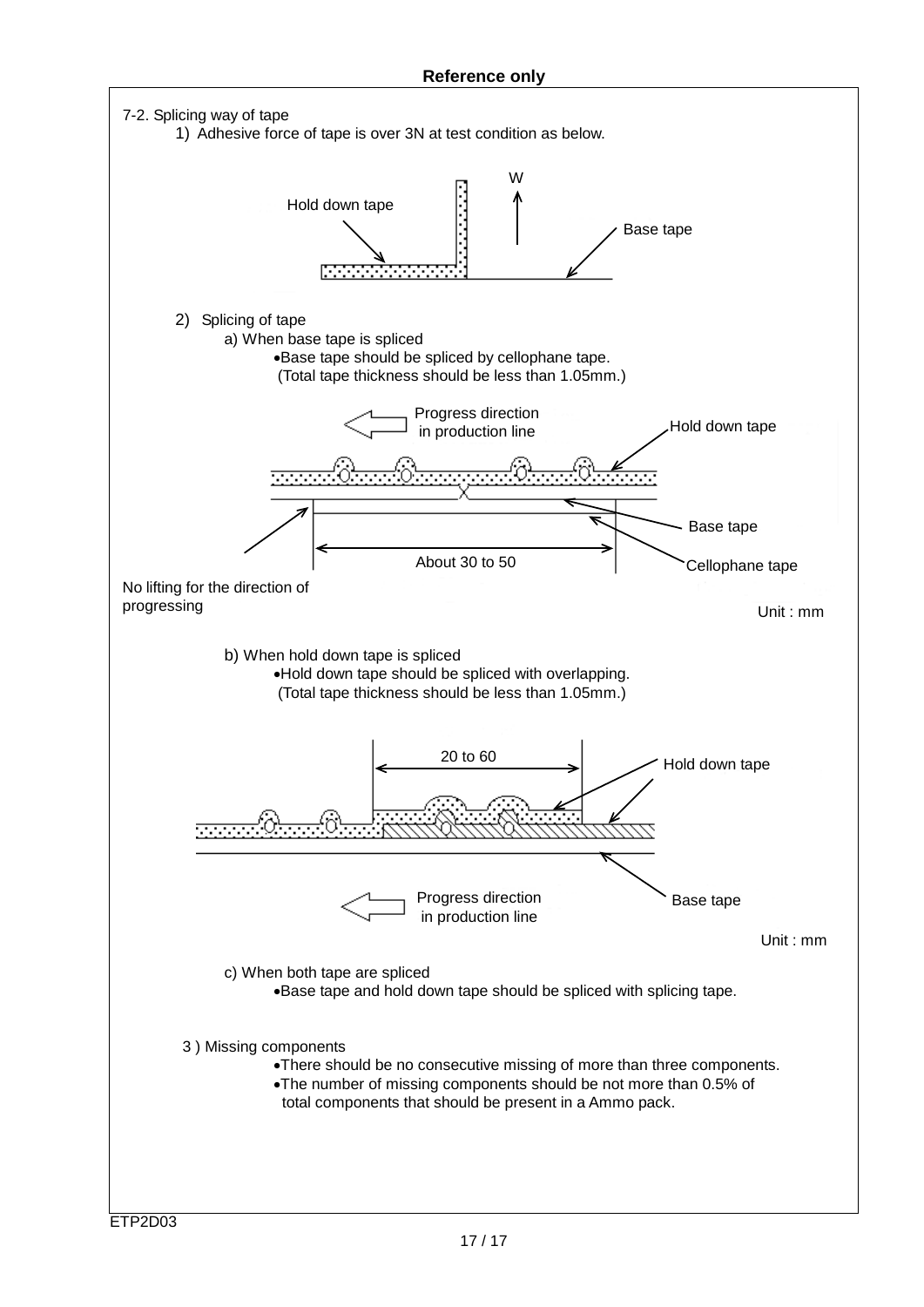7-2. Splicing way of tape

1) Adhesive force of tape is over 3N at test condition as below.

Hold down tape

W

Base tape

2) Splicing of tape

a) When base tape is spliced

- Base tape should be spliced by cellophane tape.
  (Total tape thickness should be less than 1.05mm.)

Progress direction in production line

Hold down tape

Base tape

About 30 to 50

Cellophane tape

No lifting for the direction of progressing

Unit : mm

b) When hold down tape is spliced

- Hold down tape should be spliced with overlapping.
  (Total tape thickness should be less than 1.05mm.)

20 to 60

Hold down tape

Base tape

Progress direction in production line

Unit : mm

c) When both tape are spliced

- Base tape and hold down tape should be spliced with splicing tape.

3 ) Missing components

- There should be no consecutive missing of more than three components.
- The number of missing components should be not more than 0.5% of total components that should be present in a Ammo pack.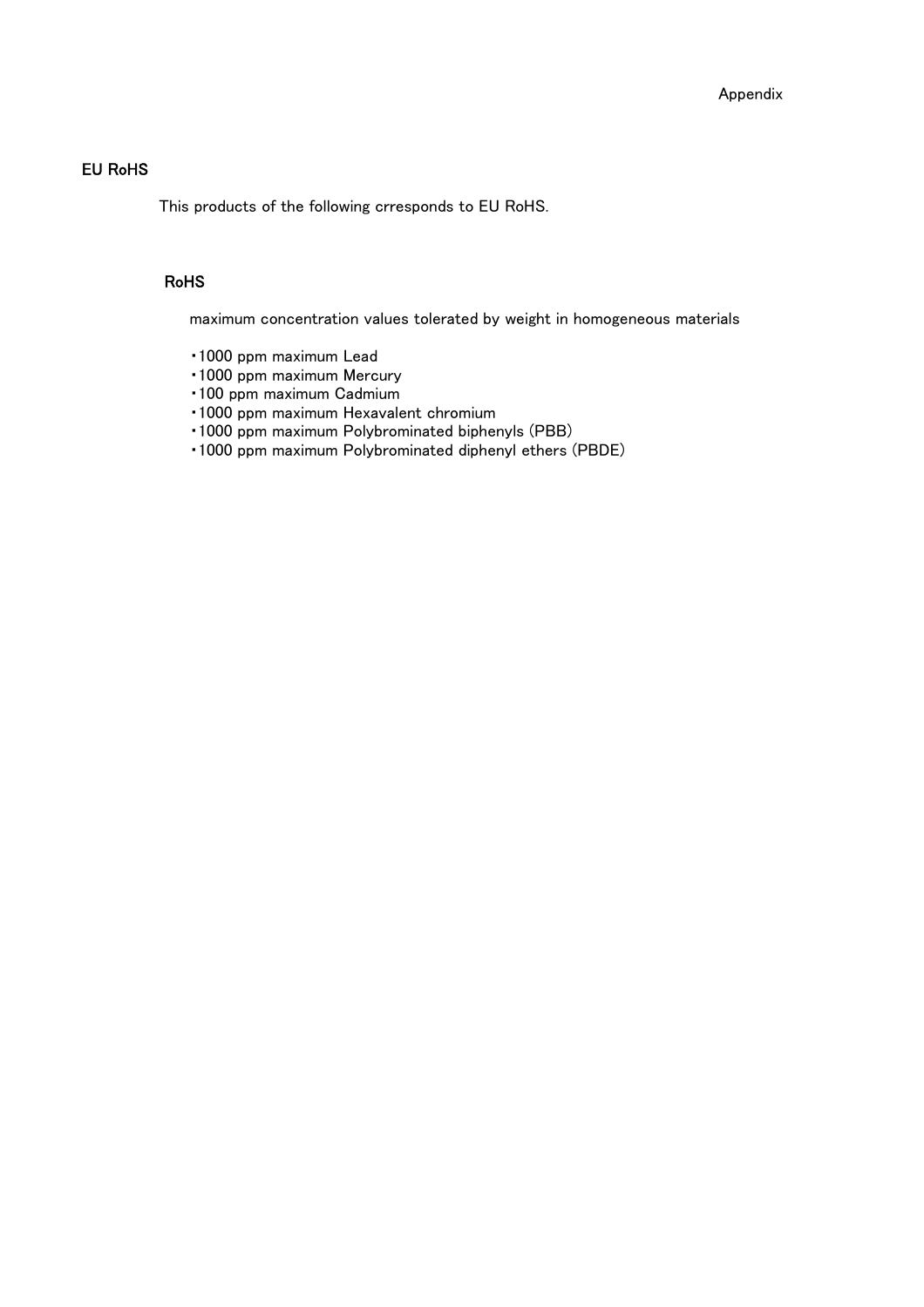Appendix

## EU RoHS

This products of the following crresponds to EU RoHS.

### RoHS

maximum concentration values tolerated by weight in homogeneous materials

・1000 ppm maximum Lead
・1000 ppm maximum Mercury
・100 ppm maximum Cadmium
・1000 ppm maximum Hexavalent chromium
・1000 ppm maximum Polybrominated biphenyls (PBB)
・1000 ppm maximum Polybrominated diphenyl ethers (PBDE)